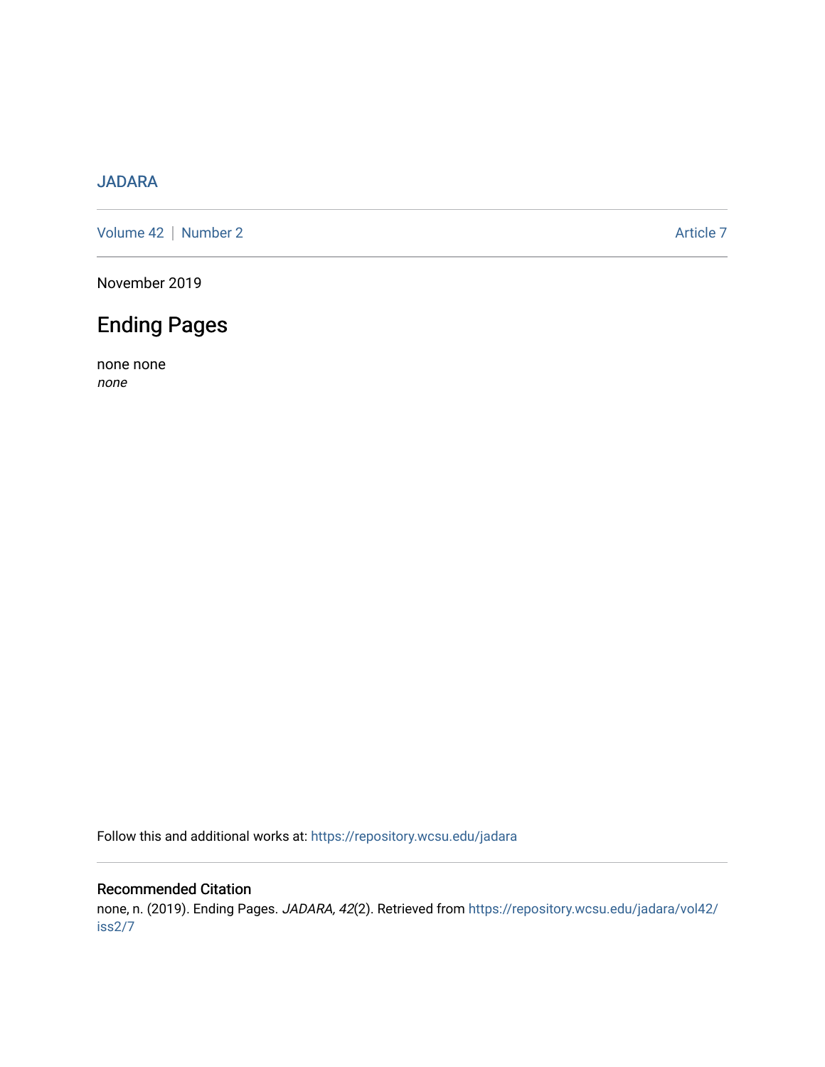JADARA

Volume 42 | Number 2 Article 7

November 2019

# Ending Pages

none none
*none*

Follow this and additional works at: https://repository.wcsu.edu/jadara

## Recommended Citation

none, n. (2019). Ending Pages. *JADARA, 42*(2). Retrieved from https://repository.wcsu.edu/jadara/vol42/iss2/7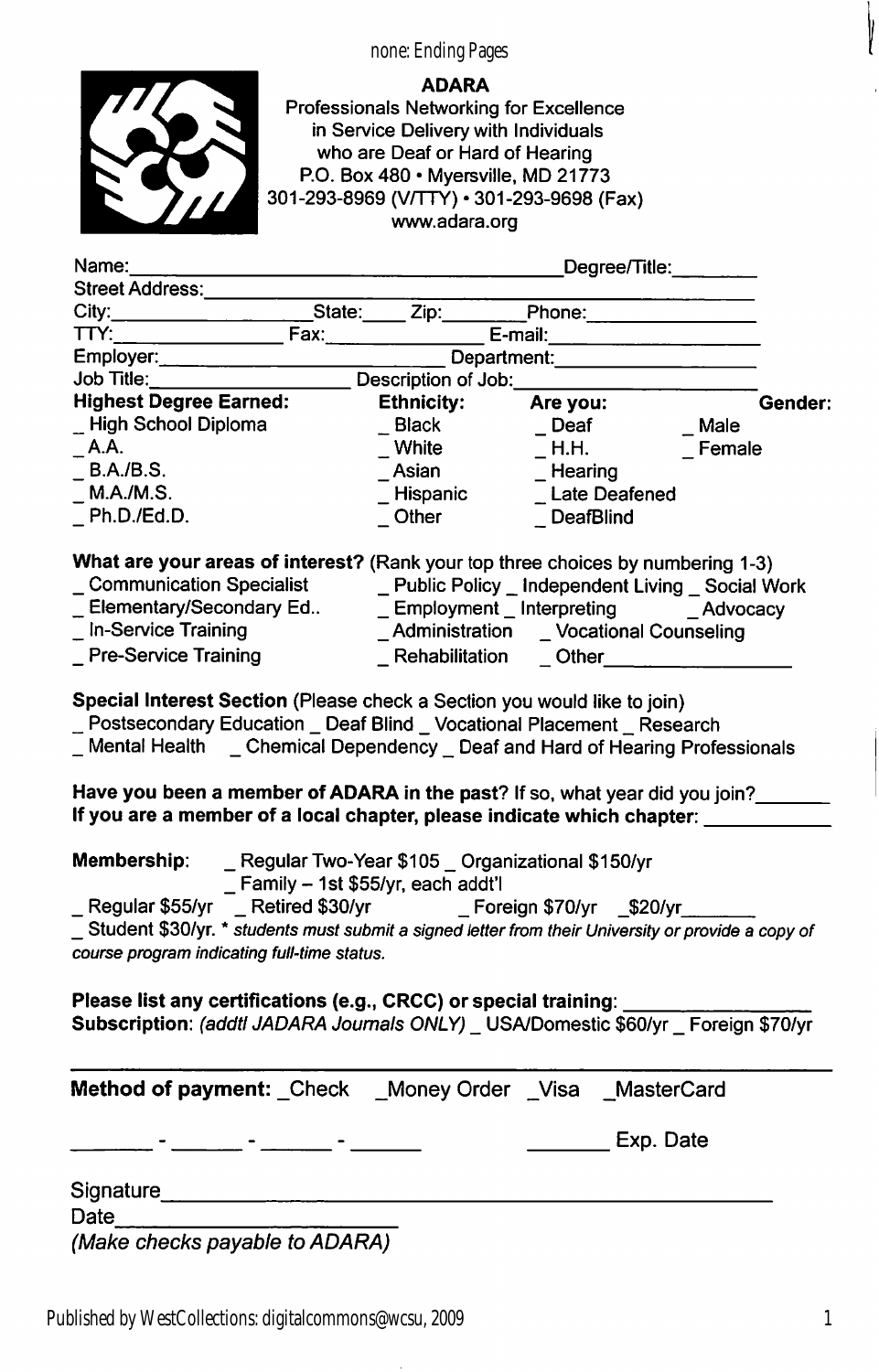**ADARA**

Professionals Networking for Excellence in Service Delivery with Individuals who are Deaf or Hard of Hearing
P.O. Box 480 • Myersville, MD 21773
301-293-8969 (V/TTY) • 301-293-9698 (Fax)
www.adara.org

Name:_______________________________ Degree/Title:________
Street Address:_______________________________
City:______________ State:____ Zip:________ Phone:________________
TTY:______________ Fax:______________ E-mail:__________________
Employer:_____________________ Department:__________________
Job Title:________________ Description of Job:____________________

| **Highest Degree Earned:** | **Ethnicity:** | **Are you:** | **Gender:** |
|---|---|---|---|
| _ High School Diploma | _ Black | _ Deaf | _ Male |
| _ A.A. | _ White | _ H.H. | _ Female |
| _ B.A./B.S. | _ Asian | _ Hearing | |
| _ M.A./M.S. | _ Hispanic | _ Late Deafened | |
| _ Ph.D./Ed.D. | _ Other | _ DeafBlind | |

**What are your areas of interest?** (Rank your top three choices by numbering 1-3)
_ Communication Specialist _ Public Policy _ Independent Living _ Social Work
_ Elementary/Secondary Ed.. _ Employment _ Interpreting _ Advocacy
_ In-Service Training _ Administration _ Vocational Counseling
_ Pre-Service Training _ Rehabilitation _ Other________________

**Special Interest Section** (Please check a Section you would like to join)
_ Postsecondary Education _ Deaf Blind _ Vocational Placement _ Research
_ Mental Health _ Chemical Dependency _ Deaf and Hard of Hearing Professionals

**Have you been a member of ADARA in the past?** If so, what year did you join?_______
**If you are a member of a local chapter, please indicate which chapter:** ___________

**Membership:** _ Regular Two-Year $105 _ Organizational $150/yr
_ Family – 1st $55/yr, each addt'l
_ Regular $55/yr _ Retired $30/yr _ Foreign $70/yr _$20/yr_______
_ Student $30/yr. * *students must submit a signed letter from their University or provide a copy of course program indicating full-time status.*

**Please list any certifications (e.g., CRCC) or special training:** ________________
**Subscription:** *(addtl JADARA Journals ONLY)* _ USA/Domestic $60/yr _ Foreign $70/yr

---

**Method of payment:** _Check _Money Order _Visa _MasterCard

_______ - ______ - ______ - ______ _______ Exp. Date

Signature_____________________________________________

Date______________________

*(Make checks payable to ADARA)*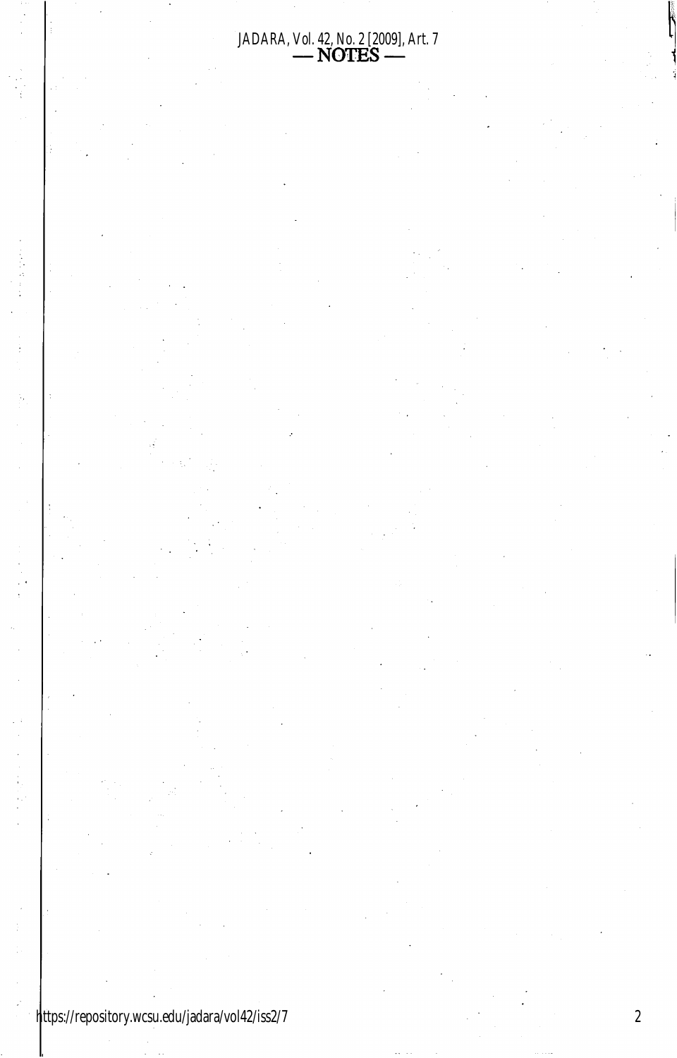— NOTES —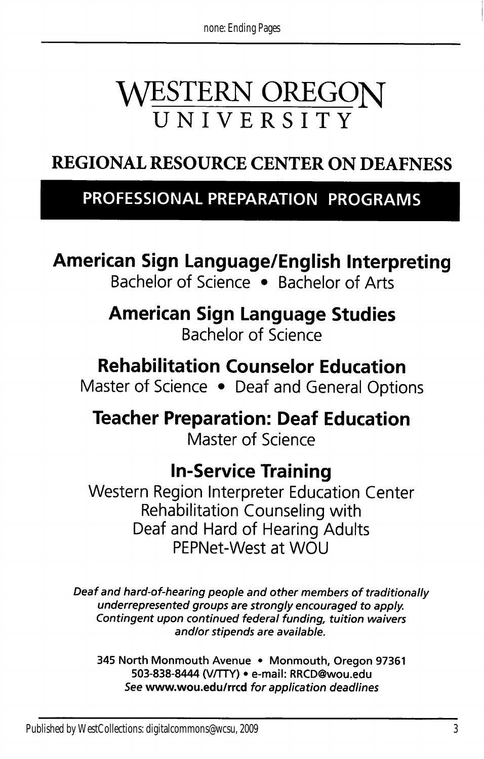# WESTERN OREGON UNIVERSITY

## REGIONAL RESOURCE CENTER ON DEAFNESS

### PROFESSIONAL PREPARATION PROGRAMS

**American Sign Language/English Interpreting**
Bachelor of Science • Bachelor of Arts

**American Sign Language Studies**
Bachelor of Science

**Rehabilitation Counselor Education**
Master of Science • Deaf and General Options

**Teacher Preparation: Deaf Education**
Master of Science

**In-Service Training**
Western Region Interpreter Education Center
Rehabilitation Counseling with
Deaf and Hard of Hearing Adults
PEPNet-West at WOU

*Deaf and hard-of-hearing people and other members of traditionally underrepresented groups are strongly encouraged to apply. Contingent upon continued federal funding, tuition waivers and/or stipends are available.*

345 North Monmouth Avenue • Monmouth, Oregon 97361
503-838-8444 (V/TTY) • e-mail: RRCD@wou.edu
*See* **www.wou.edu/rrcd** *for application deadlines*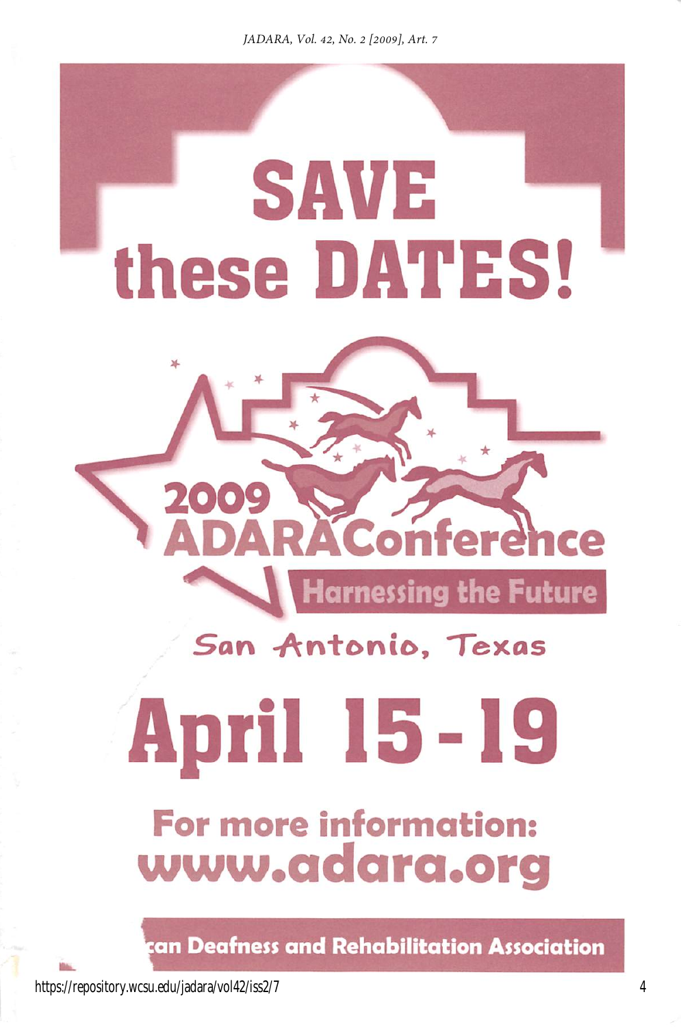# SAVE these DATES!

2009 ADARA Conference

Harnessing the Future

San Antonio, Texas

# April 15 - 19

**For more information:**
**www.adara.org**

can Deafness and Rehabilitation Association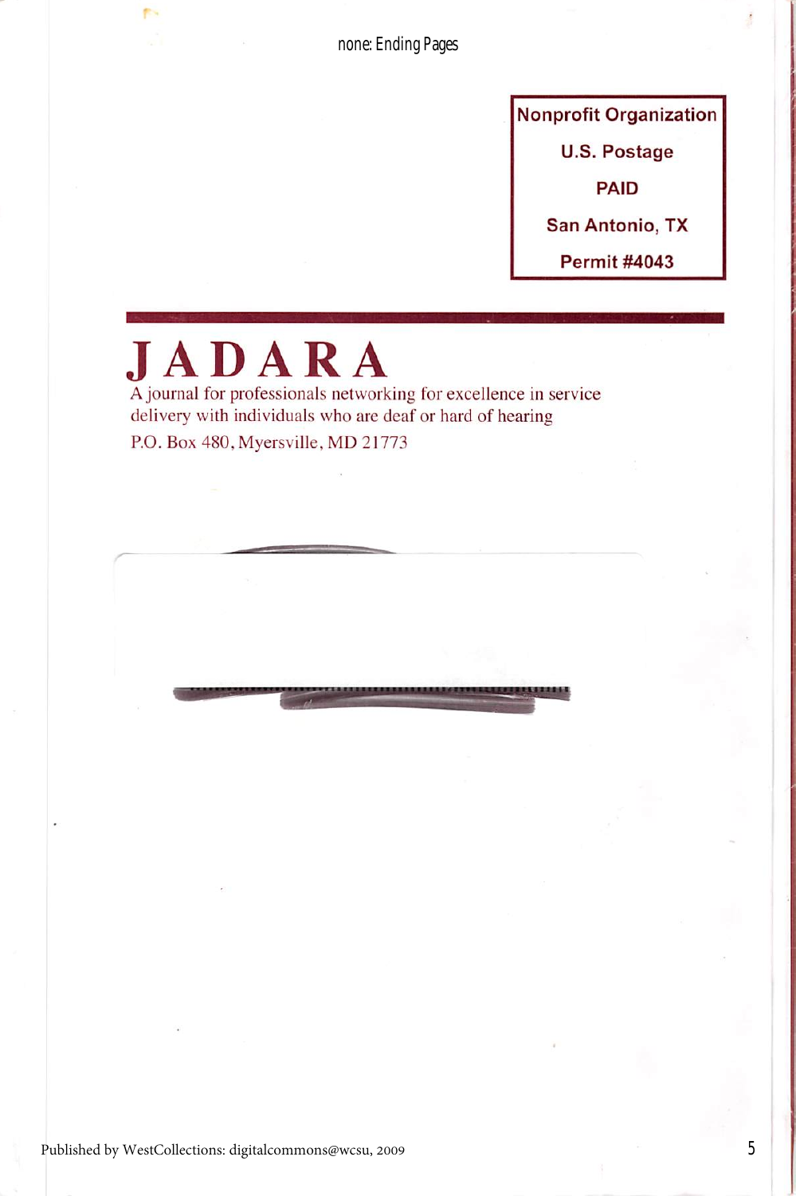Nonprofit Organization

U.S. Postage

PAID

San Antonio, TX

Permit #4043

# JADARA

A journal for professionals networking for excellence in service delivery with individuals who are deaf or hard of hearing

P.O. Box 480, Myersville, MD 21773